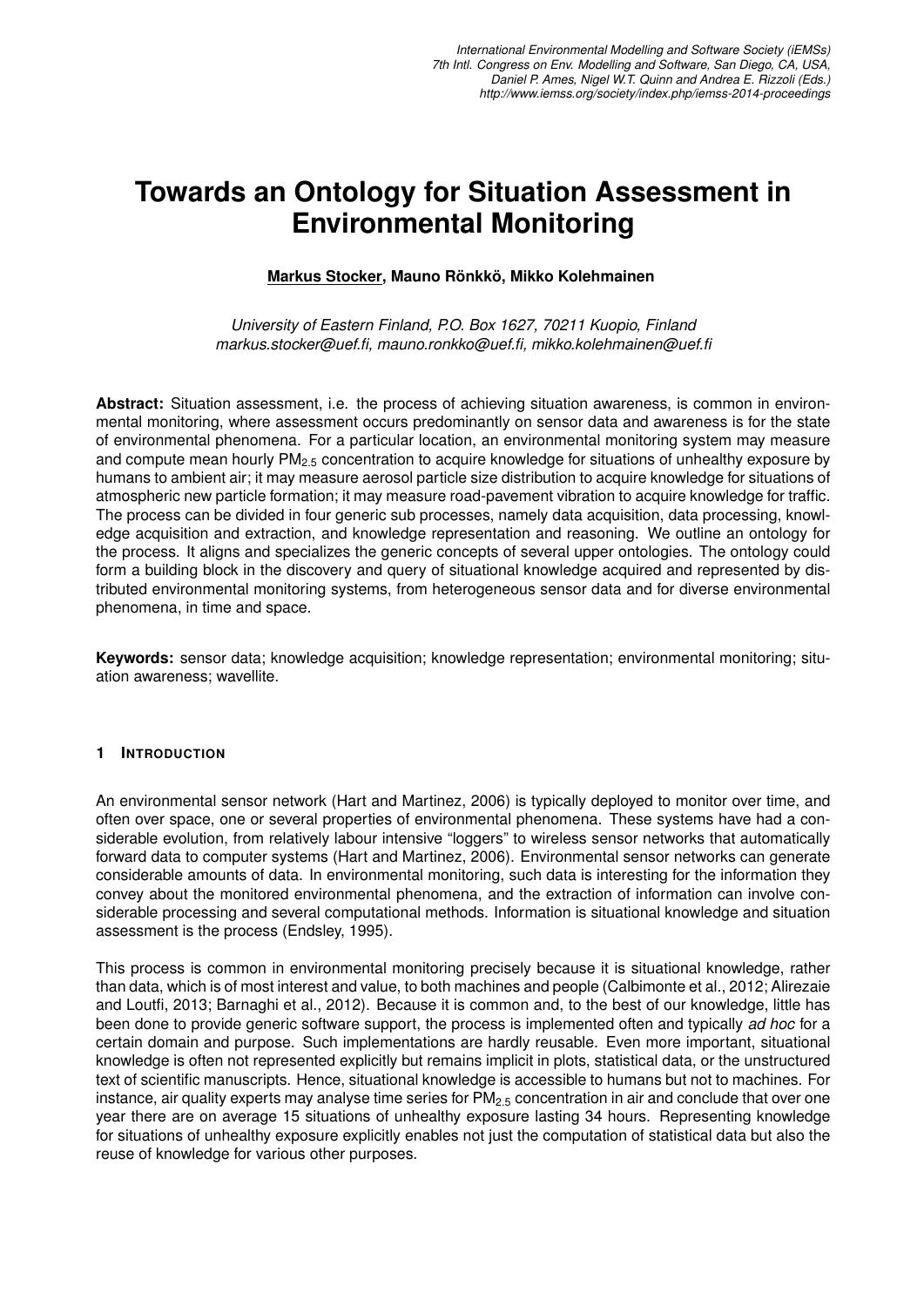International Environmental Modelling and Software Society (iEMSs)
7th Intl. Congress on Env. Modelling and Software, San Diego, CA, USA,
Daniel P. Ames, Nigel W.T. Quinn and Andrea E. Rizzoli (Eds.)
http://www.iemss.org/society/index.php/iemss-2014-proceedings

# Towards an Ontology for Situation Assessment in Environmental Monitoring

**Markus Stocker**, **Mauno Rönkkö**, **Mikko Kolehmainen**

*University of Eastern Finland, P.O. Box 1627, 70211 Kuopio, Finland*
*markus.stocker@uef.fi, mauno.ronkko@uef.fi, mikko.kolehmainen@uef.fi*

**Abstract:** Situation assessment, i.e. the process of achieving situation awareness, is common in environmental monitoring, where assessment occurs predominantly on sensor data and awareness is for the state of environmental phenomena. For a particular location, an environmental monitoring system may measure and compute mean hourly $PM_{2.5}$ concentration to acquire knowledge for situations of unhealthy exposure by humans to ambient air; it may measure aerosol particle size distribution to acquire knowledge for situations of atmospheric new particle formation; it may measure road-pavement vibration to acquire knowledge for traffic. The process can be divided in four generic sub processes, namely data acquisition, data processing, knowledge acquisition and extraction, and knowledge representation and reasoning. We outline an ontology for the process. It aligns and specializes the generic concepts of several upper ontologies. The ontology could form a building block in the discovery and query of situational knowledge acquired and represented by distributed environmental monitoring systems, from heterogeneous sensor data and for diverse environmental phenomena, in time and space.

**Keywords:** sensor data; knowledge acquisition; knowledge representation; environmental monitoring; situation awareness; wavellite.

## 1 Introduction

An environmental sensor network (Hart and Martinez, 2006) is typically deployed to monitor over time, and often over space, one or several properties of environmental phenomena. These systems have had a considerable evolution, from relatively labour intensive "loggers" to wireless sensor networks that automatically forward data to computer systems (Hart and Martinez, 2006). Environmental sensor networks can generate considerable amounts of data. In environmental monitoring, such data is interesting for the information they convey about the monitored environmental phenomena, and the extraction of information can involve considerable processing and several computational methods. Information is situational knowledge and situation assessment is the process (Endsley, 1995).

This process is common in environmental monitoring precisely because it is situational knowledge, rather than data, which is of most interest and value, to both machines and people (Calbimonte et al., 2012; Alirezaie and Loutfi, 2013; Barnaghi et al., 2012). Because it is common and, to the best of our knowledge, little has been done to provide generic software support, the process is implemented often and typically *ad hoc* for a certain domain and purpose. Such implementations are hardly reusable. Even more important, situational knowledge is often not represented explicitly but remains implicit in plots, statistical data, or the unstructured text of scientific manuscripts. Hence, situational knowledge is accessible to humans but not to machines. For instance, air quality experts may analyse time series for $PM_{2.5}$ concentration in air and conclude that over one year there are on average 15 situations of unhealthy exposure lasting 34 hours. Representing knowledge for situations of unhealthy exposure explicitly enables not just the computation of statistical data but also the reuse of knowledge for various other purposes.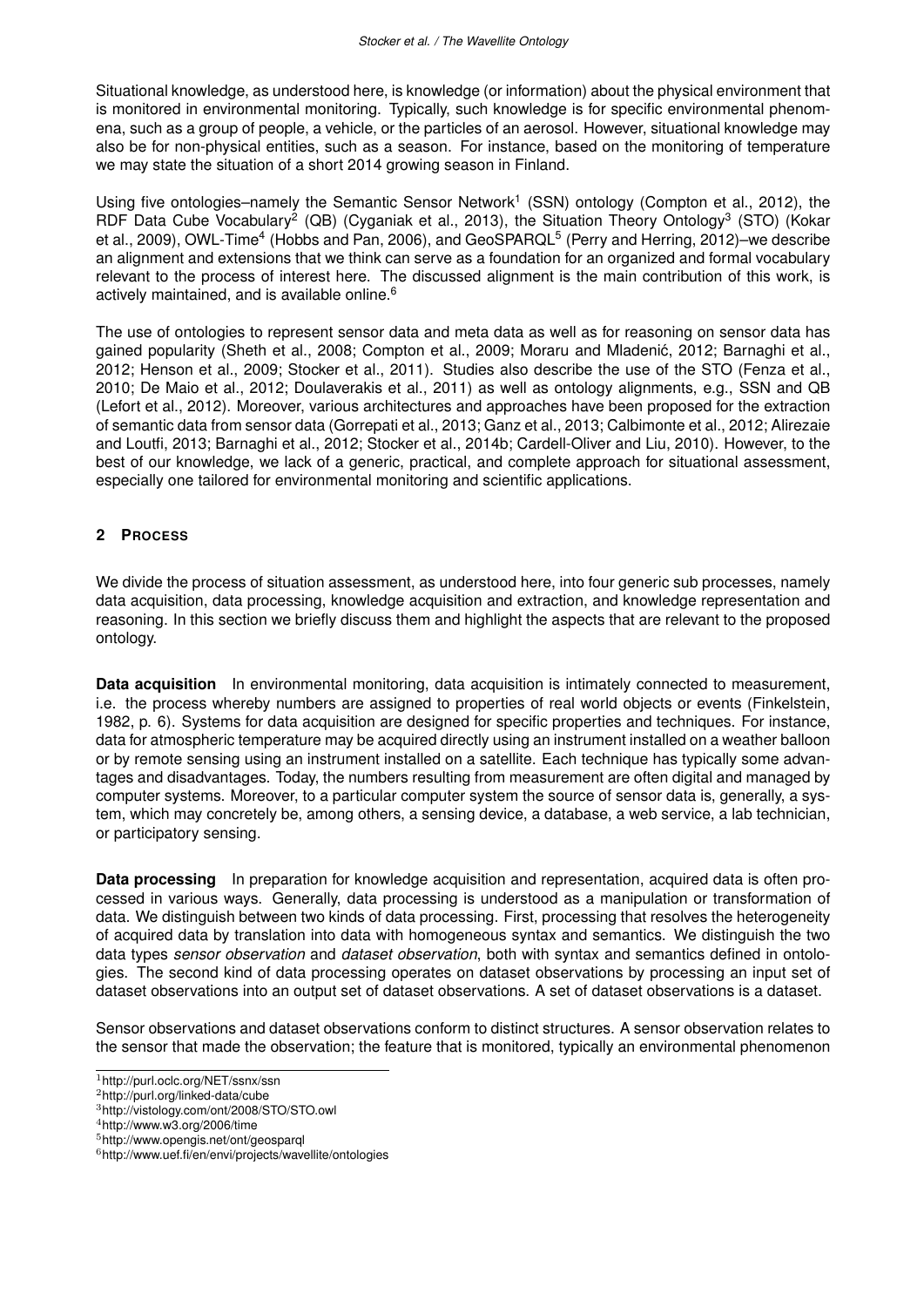Situational knowledge, as understood here, is knowledge (or information) about the physical environment that is monitored in environmental monitoring. Typically, such knowledge is for specific environmental phenomena, such as a group of people, a vehicle, or the particles of an aerosol. However, situational knowledge may also be for non-physical entities, such as a season. For instance, based on the monitoring of temperature we may state the situation of a short 2014 growing season in Finland.

Using five ontologies–namely the Semantic Sensor Network[1] (SSN) ontology (Compton et al., 2012), the RDF Data Cube Vocabulary[2] (QB) (Cyganiak et al., 2013), the Situation Theory Ontology[3] (STO) (Kokar et al., 2009), OWL-Time[4] (Hobbs and Pan, 2006), and GeoSPARQL[5] (Perry and Herring, 2012)–we describe an alignment and extensions that we think can serve as a foundation for an organized and formal vocabulary relevant to the process of interest here. The discussed alignment is the main contribution of this work, is actively maintained, and is available online.[6]

The use of ontologies to represent sensor data and meta data as well as for reasoning on sensor data has gained popularity (Sheth et al., 2008; Compton et al., 2009; Moraru and Mladenić, 2012; Barnaghi et al., 2012; Henson et al., 2009; Stocker et al., 2011). Studies also describe the use of the STO (Fenza et al., 2010; De Maio et al., 2012; Doulaverakis et al., 2011) as well as ontology alignments, e.g., SSN and QB (Lefort et al., 2012). Moreover, various architectures and approaches have been proposed for the extraction of semantic data from sensor data (Gorrepati et al., 2013; Ganz et al., 2013; Calbimonte et al., 2012; Alirezaie and Loutfi, 2013; Barnaghi et al., 2012; Stocker et al., 2014b; Cardell-Oliver and Liu, 2010). However, to the best of our knowledge, we lack of a generic, practical, and complete approach for situational assessment, especially one tailored for environmental monitoring and scientific applications.

## 2 PROCESS

We divide the process of situation assessment, as understood here, into four generic sub processes, namely data acquisition, data processing, knowledge acquisition and extraction, and knowledge representation and reasoning. In this section we briefly discuss them and highlight the aspects that are relevant to the proposed ontology.

**Data acquisition** In environmental monitoring, data acquisition is intimately connected to measurement, i.e. the process whereby numbers are assigned to properties of real world objects or events (Finkelstein, 1982, p. 6). Systems for data acquisition are designed for specific properties and techniques. For instance, data for atmospheric temperature may be acquired directly using an instrument installed on a weather balloon or by remote sensing using an instrument installed on a satellite. Each technique has typically some advantages and disadvantages. Today, the numbers resulting from measurement are often digital and managed by computer systems. Moreover, to a particular computer system the source of sensor data is, generally, a system, which may concretely be, among others, a sensing device, a database, a web service, a lab technician, or participatory sensing.

**Data processing** In preparation for knowledge acquisition and representation, acquired data is often processed in various ways. Generally, data processing is understood as a manipulation or transformation of data. We distinguish between two kinds of data processing. First, processing that resolves the heterogeneity of acquired data by translation into data with homogeneous syntax and semantics. We distinguish the two data types *sensor observation* and *dataset observation*, both with syntax and semantics defined in ontologies. The second kind of data processing operates on dataset observations by processing an input set of dataset observations into an output set of dataset observations. A set of dataset observations is a dataset.

Sensor observations and dataset observations conform to distinct structures. A sensor observation relates to the sensor that made the observation; the feature that is monitored, typically an environmental phenomenon

[1] http://purl.oclc.org/NET/ssnx/ssn

[2] http://purl.org/linked-data/cube

[3] http://vistology.com/ont/2008/STO/STO.owl

[4] http://www.w3.org/2006/time

[5] http://www.opengis.net/ont/geosparql

[6] http://www.uef.fi/en/envi/projects/wavellite/ontologies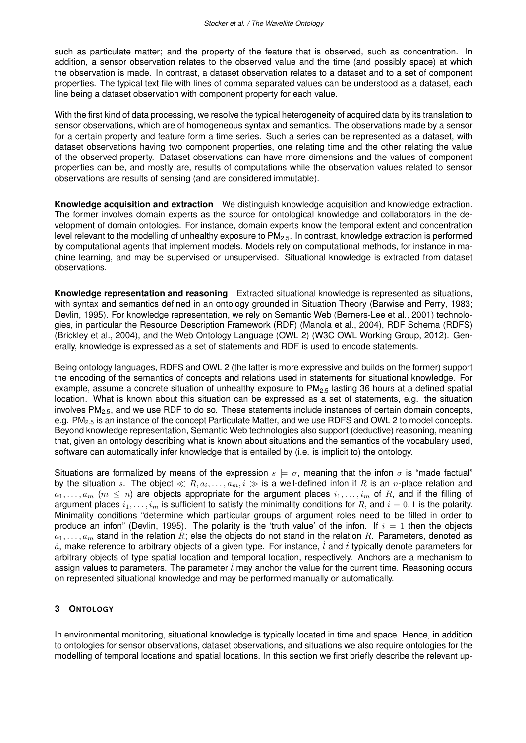such as particulate matter; and the property of the feature that is observed, such as concentration. In addition, a sensor observation relates to the observed value and the time (and possibly space) at which the observation is made. In contrast, a dataset observation relates to a dataset and to a set of component properties. The typical text file with lines of comma separated values can be understood as a dataset, each line being a dataset observation with component property for each value.

With the first kind of data processing, we resolve the typical heterogeneity of acquired data by its translation to sensor observations, which are of homogeneous syntax and semantics. The observations made by a sensor for a certain property and feature form a time series. Such a series can be represented as a dataset, with dataset observations having two component properties, one relating time and the other relating the value of the observed property. Dataset observations can have more dimensions and the values of component properties can be, and mostly are, results of computations while the observation values related to sensor observations are results of sensing (and are considered immutable).

**Knowledge acquisition and extraction** We distinguish knowledge acquisition and knowledge extraction. The former involves domain experts as the source for ontological knowledge and collaborators in the development of domain ontologies. For instance, domain experts know the temporal extent and concentration level relevant to the modelling of unhealthy exposure to $PM_{2.5}$. In contrast, knowledge extraction is performed by computational agents that implement models. Models rely on computational methods, for instance in machine learning, and may be supervised or unsupervised. Situational knowledge is extracted from dataset observations.

**Knowledge representation and reasoning** Extracted situational knowledge is represented as situations, with syntax and semantics defined in an ontology grounded in Situation Theory (Barwise and Perry, 1983; Devlin, 1995). For knowledge representation, we rely on Semantic Web (Berners-Lee et al., 2001) technologies, in particular the Resource Description Framework (RDF) (Manola et al., 2004), RDF Schema (RDFS) (Brickley et al., 2004), and the Web Ontology Language (OWL 2) (W3C OWL Working Group, 2012). Generally, knowledge is expressed as a set of statements and RDF is used to encode statements.

Being ontology languages, RDFS and OWL 2 (the latter is more expressive and builds on the former) support the encoding of the semantics of concepts and relations used in statements for situational knowledge. For example, assume a concrete situation of unhealthy exposure to $PM_{2.5}$ lasting 36 hours at a defined spatial location. What is known about this situation can be expressed as a set of statements, e.g. the situation involves $PM_{2.5}$, and we use RDF to do so. These statements include instances of certain domain concepts, e.g. $PM_{2.5}$ is an instance of the concept Particulate Matter, and we use RDFS and OWL 2 to model concepts. Beyond knowledge representation, Semantic Web technologies also support (deductive) reasoning, meaning that, given an ontology describing what is known about situations and the semantics of the vocabulary used, software can automatically infer knowledge that is entailed by (i.e. is implicit to) the ontology.

Situations are formalized by means of the expression $s \models \sigma$, meaning that the infon $\sigma$ is "made factual" by the situation $s$. The object $\ll R, a_i, \ldots, a_m, i \gg$ is a well-defined infon if $R$ is an $n$-place relation and $a_1, \ldots, a_m$ ($m \leq n$) are objects appropriate for the argument places $i_1, \ldots, i_m$ of $R$, and if the filling of argument places $i_1, \ldots, i_m$ is sufficient to satisfy the minimality conditions for $R$, and $i = 0, 1$ is the polarity. Minimality conditions "determine which particular groups of argument roles need to be filled in order to produce an infon" (Devlin, 1995). The polarity is the 'truth value' of the infon. If $i = 1$ then the objects $a_1, \ldots, a_m$ stand in the relation $R$; else the objects do not stand in the relation $R$. Parameters, denoted as $\dot{a}$, make reference to arbitrary objects of a given type. For instance, $\dot{l}$ and $\dot{t}$ typically denote parameters for arbitrary objects of type spatial location and temporal location, respectively. Anchors are a mechanism to assign values to parameters. The parameter $\dot{t}$ may anchor the value for the current time. Reasoning occurs on represented situational knowledge and may be performed manually or automatically.

## 3 Ontology

In environmental monitoring, situational knowledge is typically located in time and space. Hence, in addition to ontologies for sensor observations, dataset observations, and situations we also require ontologies for the modelling of temporal locations and spatial locations. In this section we first briefly describe the relevant up-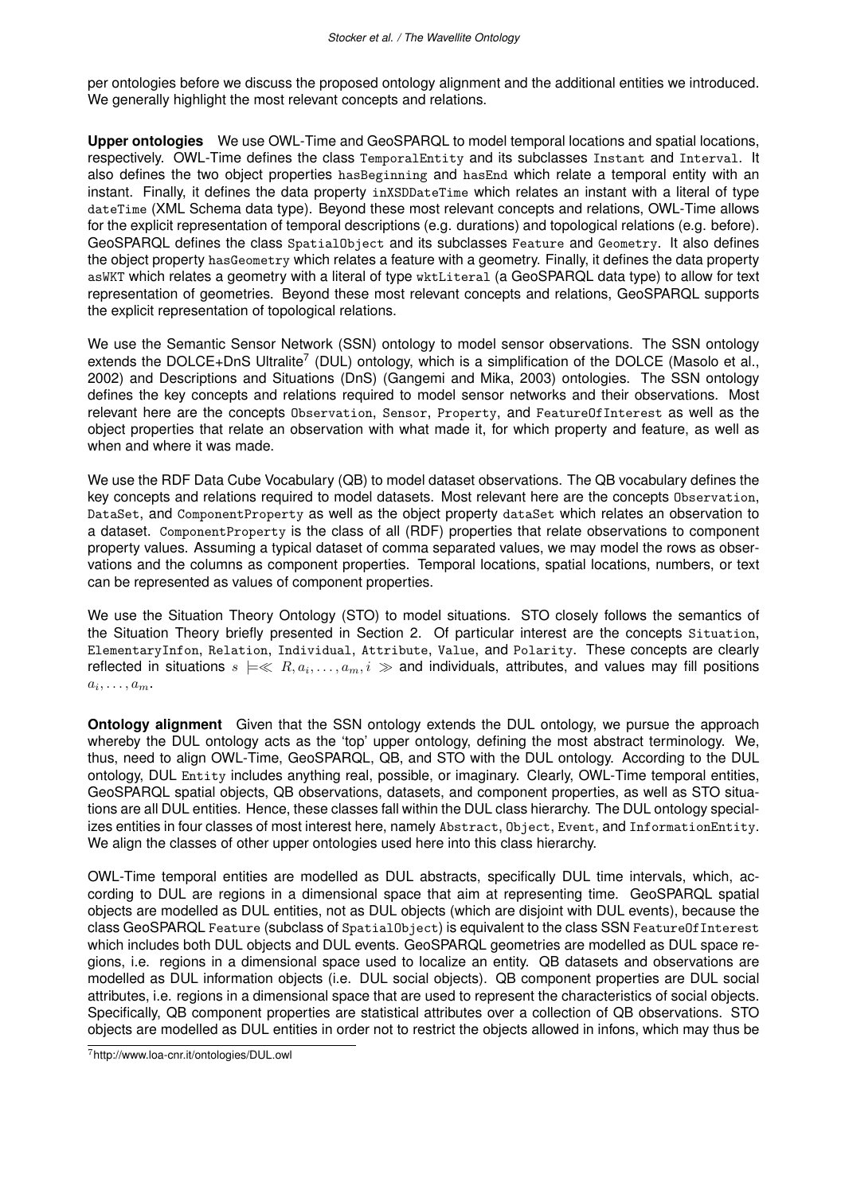per ontologies before we discuss the proposed ontology alignment and the additional entities we introduced. We generally highlight the most relevant concepts and relations.

**Upper ontologies** We use OWL-Time and GeoSPARQL to model temporal locations and spatial locations, respectively. OWL-Time defines the class `TemporalEntity` and its subclasses `Instant` and `Interval`. It also defines the two object properties `hasBeginning` and `hasEnd` which relate a temporal entity with an instant. Finally, it defines the data property `inXSDDateTime` which relates an instant with a literal of type `dateTime` (XML Schema data type). Beyond these most relevant concepts and relations, OWL-Time allows for the explicit representation of temporal descriptions (e.g. durations) and topological relations (e.g. before). GeoSPARQL defines the class `SpatialObject` and its subclasses `Feature` and `Geometry`. It also defines the object property `hasGeometry` which relates a feature with a geometry. Finally, it defines the data property `asWKT` which relates a geometry with a literal of type `wktLiteral` (a GeoSPARQL data type) to allow for text representation of geometries. Beyond these most relevant concepts and relations, GeoSPARQL supports the explicit representation of topological relations.

We use the Semantic Sensor Network (SSN) ontology to model sensor observations. The SSN ontology extends the DOLCE+DnS Ultralite[7] (DUL) ontology, which is a simplification of the DOLCE (Masolo et al., 2002) and Descriptions and Situations (DnS) (Gangemi and Mika, 2003) ontologies. The SSN ontology defines the key concepts and relations required to model sensor networks and their observations. Most relevant here are the concepts `Observation`, `Sensor`, `Property`, and `FeatureOfInterest` as well as the object properties that relate an observation with what made it, for which property and feature, as well as when and where it was made.

We use the RDF Data Cube Vocabulary (QB) to model dataset observations. The QB vocabulary defines the key concepts and relations required to model datasets. Most relevant here are the concepts `Observation`, `DataSet`, and `ComponentProperty` as well as the object property `dataSet` which relates an observation to a dataset. `ComponentProperty` is the class of all (RDF) properties that relate observations to component property values. Assuming a typical dataset of comma separated values, we may model the rows as observations and the columns as component properties. Temporal locations, spatial locations, numbers, or text can be represented as values of component properties.

We use the Situation Theory Ontology (STO) to model situations. STO closely follows the semantics of the Situation Theory briefly presented in Section 2. Of particular interest are the concepts `Situation`, `ElementaryInfon`, `Relation`, `Individual`, `Attribute`, `Value`, and `Polarity`. These concepts are clearly reflected in situations $s \models \ll R, a_i, \ldots, a_m, i \gg$ and individuals, attributes, and values may fill positions $a_i, \ldots, a_m$.

**Ontology alignment** Given that the SSN ontology extends the DUL ontology, we pursue the approach whereby the DUL ontology acts as the 'top' upper ontology, defining the most abstract terminology. We, thus, need to align OWL-Time, GeoSPARQL, QB, and STO with the DUL ontology. According to the DUL ontology, DUL `Entity` includes anything real, possible, or imaginary. Clearly, OWL-Time temporal entities, GeoSPARQL spatial objects, QB observations, datasets, and component properties, as well as STO situations are all DUL entities. Hence, these classes fall within the DUL class hierarchy. The DUL ontology specializes entities in four classes of most interest here, namely `Abstract`, `Object`, `Event`, and `InformationEntity`. We align the classes of other upper ontologies used here into this class hierarchy.

OWL-Time temporal entities are modelled as DUL abstracts, specifically DUL time intervals, which, according to DUL are regions in a dimensional space that aim at representing time. GeoSPARQL spatial objects are modelled as DUL entities, not as DUL objects (which are disjoint with DUL events), because the class GeoSPARQL `Feature` (subclass of `SpatialObject`) is equivalent to the class SSN `FeatureOfInterest` which includes both DUL objects and DUL events. GeoSPARQL geometries are modelled as DUL space regions, i.e. regions in a dimensional space used to localize an entity. QB datasets and observations are modelled as DUL information objects (i.e. DUL social objects). QB component properties are DUL social attributes, i.e. regions in a dimensional space that are used to represent the characteristics of social objects. Specifically, QB component properties are statistical attributes over a collection of QB observations. STO objects are modelled as DUL entities in order not to restrict the objects allowed in infons, which may thus be

[7] http://www.loa-cnr.it/ontologies/DUL.owl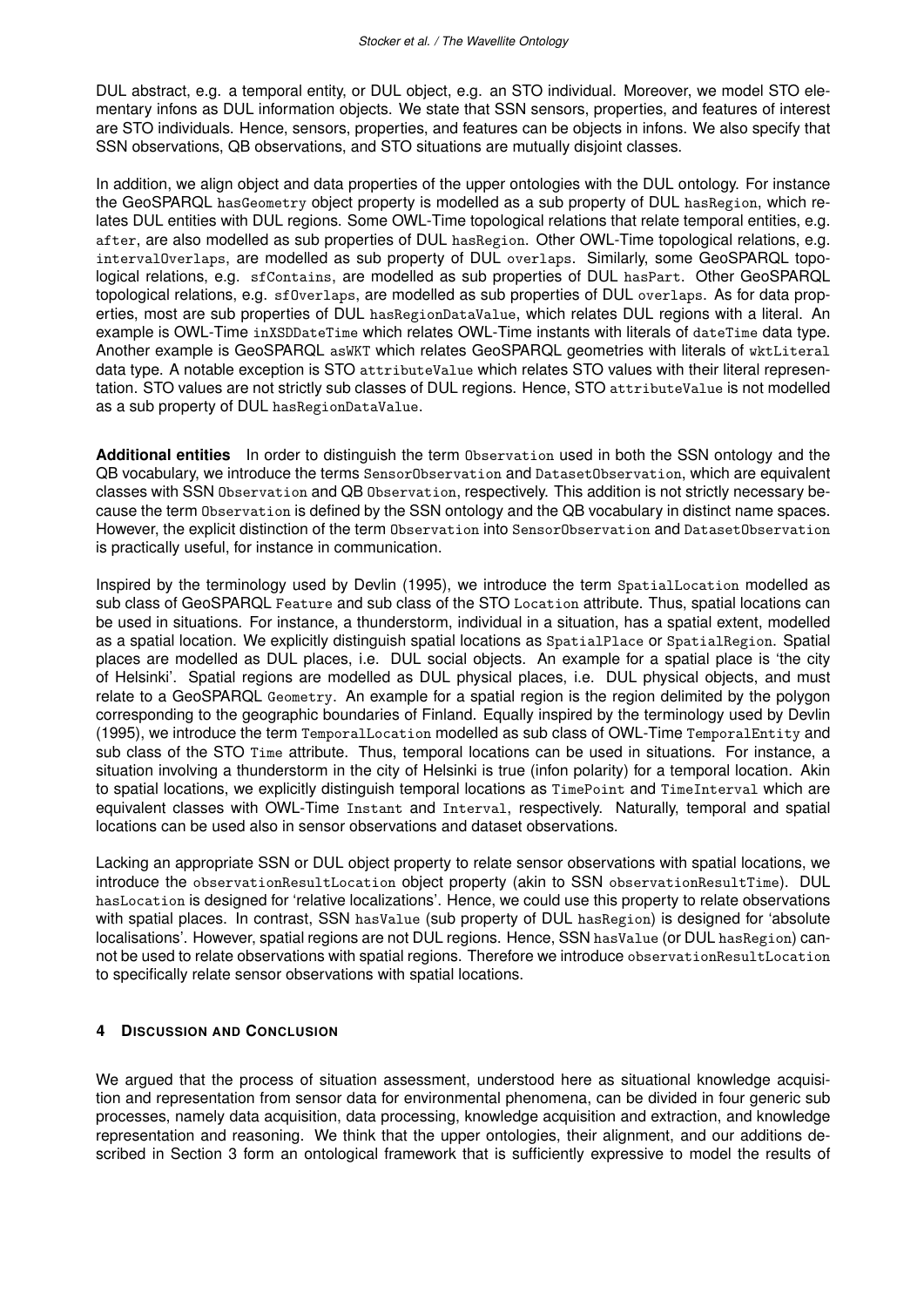DUL abstract, e.g. a temporal entity, or DUL object, e.g. an STO individual. Moreover, we model STO elementary infons as DUL information objects. We state that SSN sensors, properties, and features of interest are STO individuals. Hence, sensors, properties, and features can be objects in infons. We also specify that SSN observations, QB observations, and STO situations are mutually disjoint classes.

In addition, we align object and data properties of the upper ontologies with the DUL ontology. For instance the GeoSPARQL `hasGeometry` object property is modelled as a sub property of DUL `hasRegion`, which relates DUL entities with DUL regions. Some OWL-Time topological relations that relate temporal entities, e.g. `after`, are also modelled as sub properties of DUL `hasRegion`. Other OWL-Time topological relations, e.g. `intervalOverlaps`, are modelled as sub property of DUL `overlaps`. Similarly, some GeoSPARQL topological relations, e.g. `sfContains`, are modelled as sub properties of DUL `hasPart`. Other GeoSPARQL topological relations, e.g. `sfOverlaps`, are modelled as sub properties of DUL `overlaps`. As for data properties, most are sub properties of DUL `hasRegionDataValue`, which relates DUL regions with a literal. An example is OWL-Time `inXSDDateTime` which relates OWL-Time instants with literals of `dateTime` data type. Another example is GeoSPARQL `asWKT` which relates GeoSPARQL geometries with literals of `wktLiteral` data type. A notable exception is STO `attributeValue` which relates STO values with their literal representation. STO values are not strictly sub classes of DUL regions. Hence, STO `attributeValue` is not modelled as a sub property of DUL `hasRegionDataValue`.

**Additional entities** In order to distinguish the term `Observation` used in both the SSN ontology and the QB vocabulary, we introduce the terms `SensorObservation` and `DatasetObservation`, which are equivalent classes with SSN `Observation` and QB `Observation`, respectively. This addition is not strictly necessary because the term `Observation` is defined by the SSN ontology and the QB vocabulary in distinct name spaces. However, the explicit distinction of the term `Observation` into `SensorObservation` and `DatasetObservation` is practically useful, for instance in communication.

Inspired by the terminology used by Devlin (1995), we introduce the term `SpatialLocation` modelled as sub class of GeoSPARQL `Feature` and sub class of the STO `Location` attribute. Thus, spatial locations can be used in situations. For instance, a thunderstorm, individual in a situation, has a spatial extent, modelled as a spatial location. We explicitly distinguish spatial locations as `SpatialPlace` or `SpatialRegion`. Spatial places are modelled as DUL places, i.e. DUL social objects. An example for a spatial place is 'the city of Helsinki'. Spatial regions are modelled as DUL physical places, i.e. DUL physical objects, and must relate to a GeoSPARQL `Geometry`. An example for a spatial region is the region delimited by the polygon corresponding to the geographic boundaries of Finland. Equally inspired by the terminology used by Devlin (1995), we introduce the term `TemporalLocation` modelled as sub class of OWL-Time `TemporalEntity` and sub class of the STO `Time` attribute. Thus, temporal locations can be used in situations. For instance, a situation involving a thunderstorm in the city of Helsinki is true (infon polarity) for a temporal location. Akin to spatial locations, we explicitly distinguish temporal locations as `TimePoint` and `TimeInterval` which are equivalent classes with OWL-Time `Instant` and `Interval`, respectively. Naturally, temporal and spatial locations can be used also in sensor observations and dataset observations.

Lacking an appropriate SSN or DUL object property to relate sensor observations with spatial locations, we introduce the `observationResultLocation` object property (akin to SSN `observationResultTime`). DUL `hasLocation` is designed for 'relative localizations'. Hence, we could use this property to relate observations with spatial places. In contrast, SSN `hasValue` (sub property of DUL `hasRegion`) is designed for 'absolute localisations'. However, spatial regions are not DUL regions. Hence, SSN `hasValue` (or DUL `hasRegion`) cannot be used to relate observations with spatial regions. Therefore we introduce `observationResultLocation` to specifically relate sensor observations with spatial locations.

## 4 Discussion and Conclusion

We argued that the process of situation assessment, understood here as situational knowledge acquisition and representation from sensor data for environmental phenomena, can be divided in four generic sub processes, namely data acquisition, data processing, knowledge acquisition and extraction, and knowledge representation and reasoning. We think that the upper ontologies, their alignment, and our additions described in Section 3 form an ontological framework that is sufficiently expressive to model the results of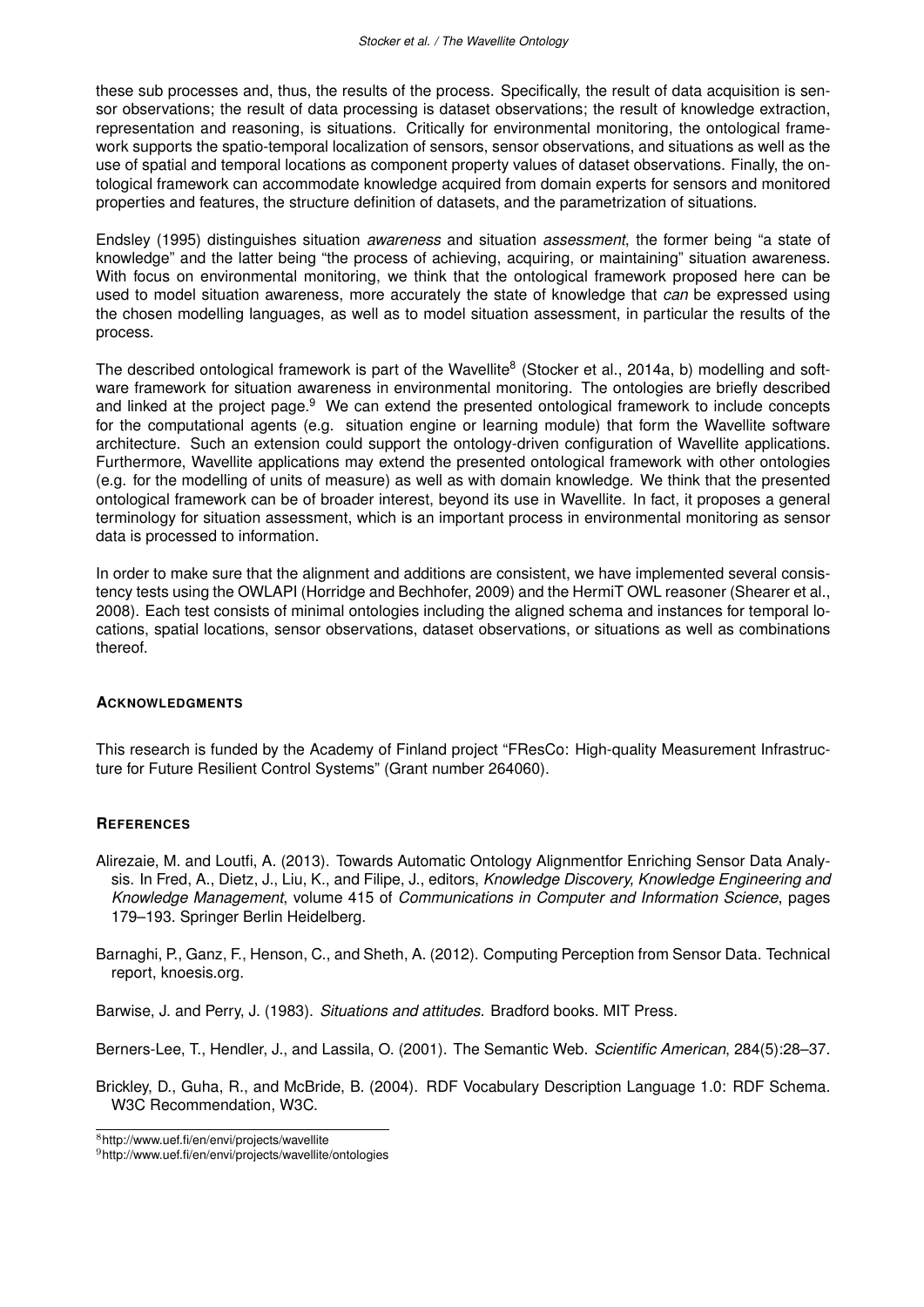these sub processes and, thus, the results of the process. Specifically, the result of data acquisition is sensor observations; the result of data processing is dataset observations; the result of knowledge extraction, representation and reasoning, is situations. Critically for environmental monitoring, the ontological framework supports the spatio-temporal localization of sensors, sensor observations, and situations as well as the use of spatial and temporal locations as component property values of dataset observations. Finally, the ontological framework can accommodate knowledge acquired from domain experts for sensors and monitored properties and features, the structure definition of datasets, and the parametrization of situations.

Endsley (1995) distinguishes situation *awareness* and situation *assessment*, the former being "a state of knowledge" and the latter being "the process of achieving, acquiring, or maintaining" situation awareness. With focus on environmental monitoring, we think that the ontological framework proposed here can be used to model situation awareness, more accurately the state of knowledge that *can* be expressed using the chosen modelling languages, as well as to model situation assessment, in particular the results of the process.

The described ontological framework is part of the Wavellite[8] (Stocker et al., 2014a, b) modelling and software framework for situation awareness in environmental monitoring. The ontologies are briefly described and linked at the project page.[9] We can extend the presented ontological framework to include concepts for the computational agents (e.g. situation engine or learning module) that form the Wavellite software architecture. Such an extension could support the ontology-driven configuration of Wavellite applications. Furthermore, Wavellite applications may extend the presented ontological framework with other ontologies (e.g. for the modelling of units of measure) as well as with domain knowledge. We think that the presented ontological framework can be of broader interest, beyond its use in Wavellite. In fact, it proposes a general terminology for situation assessment, which is an important process in environmental monitoring as sensor data is processed to information.

In order to make sure that the alignment and additions are consistent, we have implemented several consistency tests using the OWLAPI (Horridge and Bechhofer, 2009) and the HermiT OWL reasoner (Shearer et al., 2008). Each test consists of minimal ontologies including the aligned schema and instances for temporal locations, spatial locations, sensor observations, dataset observations, or situations as well as combinations thereof.

## Acknowledgments

This research is funded by the Academy of Finland project "FResCo: High-quality Measurement Infrastructure for Future Resilient Control Systems" (Grant number 264060).

## References

Alirezaie, M. and Loutfi, A. (2013). Towards Automatic Ontology Alignmentfor Enriching Sensor Data Analysis. In Fred, A., Dietz, J., Liu, K., and Filipe, J., editors, *Knowledge Discovery, Knowledge Engineering and Knowledge Management*, volume 415 of *Communications in Computer and Information Science*, pages 179–193. Springer Berlin Heidelberg.

Barnaghi, P., Ganz, F., Henson, C., and Sheth, A. (2012). Computing Perception from Sensor Data. Technical report, knoesis.org.

Barwise, J. and Perry, J. (1983). *Situations and attitudes*. Bradford books. MIT Press.

Berners-Lee, T., Hendler, J., and Lassila, O. (2001). The Semantic Web. *Scientific American*, 284(5):28–37.

Brickley, D., Guha, R., and McBride, B. (2004). RDF Vocabulary Description Language 1.0: RDF Schema. W3C Recommendation, W3C.

[8] http://www.uef.fi/en/envi/projects/wavellite

[9] http://www.uef.fi/en/envi/projects/wavellite/ontologies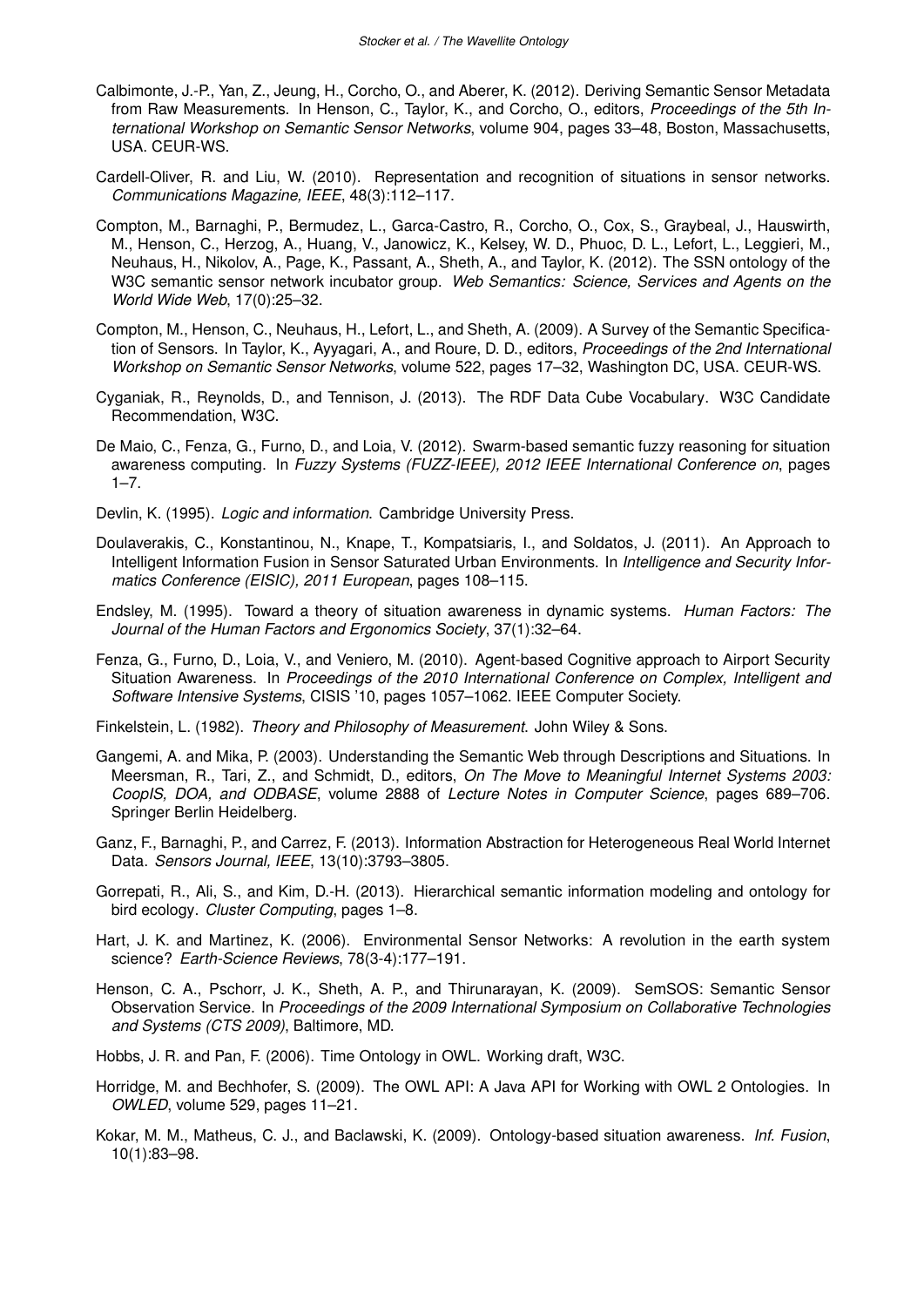Calbimonte, J.-P., Yan, Z., Jeung, H., Corcho, O., and Aberer, K. (2012). Deriving Semantic Sensor Metadata from Raw Measurements. In Henson, C., Taylor, K., and Corcho, O., editors, *Proceedings of the 5th International Workshop on Semantic Sensor Networks*, volume 904, pages 33–48, Boston, Massachusetts, USA. CEUR-WS.

Cardell-Oliver, R. and Liu, W. (2010). Representation and recognition of situations in sensor networks. *Communications Magazine, IEEE*, 48(3):112–117.

Compton, M., Barnaghi, P., Bermudez, L., Garca-Castro, R., Corcho, O., Cox, S., Graybeal, J., Hauswirth, M., Henson, C., Herzog, A., Huang, V., Janowicz, K., Kelsey, W. D., Phuoc, D. L., Lefort, L., Leggieri, M., Neuhaus, H., Nikolov, A., Page, K., Passant, A., Sheth, A., and Taylor, K. (2012). The SSN ontology of the W3C semantic sensor network incubator group. *Web Semantics: Science, Services and Agents on the World Wide Web*, 17(0):25–32.

Compton, M., Henson, C., Neuhaus, H., Lefort, L., and Sheth, A. (2009). A Survey of the Semantic Specification of Sensors. In Taylor, K., Ayyagari, A., and Roure, D. D., editors, *Proceedings of the 2nd International Workshop on Semantic Sensor Networks*, volume 522, pages 17–32, Washington DC, USA. CEUR-WS.

Cyganiak, R., Reynolds, D., and Tennison, J. (2013). The RDF Data Cube Vocabulary. W3C Candidate Recommendation, W3C.

De Maio, C., Fenza, G., Furno, D., and Loia, V. (2012). Swarm-based semantic fuzzy reasoning for situation awareness computing. In *Fuzzy Systems (FUZZ-IEEE), 2012 IEEE International Conference on*, pages 1–7.

Devlin, K. (1995). *Logic and information*. Cambridge University Press.

Doulaverakis, C., Konstantinou, N., Knape, T., Kompatsiaris, I., and Soldatos, J. (2011). An Approach to Intelligent Information Fusion in Sensor Saturated Urban Environments. In *Intelligence and Security Informatics Conference (EISIC), 2011 European*, pages 108–115.

Endsley, M. (1995). Toward a theory of situation awareness in dynamic systems. *Human Factors: The Journal of the Human Factors and Ergonomics Society*, 37(1):32–64.

Fenza, G., Furno, D., Loia, V., and Veniero, M. (2010). Agent-based Cognitive approach to Airport Security Situation Awareness. In *Proceedings of the 2010 International Conference on Complex, Intelligent and Software Intensive Systems*, CISIS '10, pages 1057–1062. IEEE Computer Society.

Finkelstein, L. (1982). *Theory and Philosophy of Measurement*. John Wiley & Sons.

Gangemi, A. and Mika, P. (2003). Understanding the Semantic Web through Descriptions and Situations. In Meersman, R., Tari, Z., and Schmidt, D., editors, *On The Move to Meaningful Internet Systems 2003: CoopIS, DOA, and ODBASE*, volume 2888 of *Lecture Notes in Computer Science*, pages 689–706. Springer Berlin Heidelberg.

Ganz, F., Barnaghi, P., and Carrez, F. (2013). Information Abstraction for Heterogeneous Real World Internet Data. *Sensors Journal, IEEE*, 13(10):3793–3805.

Gorrepati, R., Ali, S., and Kim, D.-H. (2013). Hierarchical semantic information modeling and ontology for bird ecology. *Cluster Computing*, pages 1–8.

Hart, J. K. and Martinez, K. (2006). Environmental Sensor Networks: A revolution in the earth system science? *Earth-Science Reviews*, 78(3-4):177–191.

Henson, C. A., Pschorr, J. K., Sheth, A. P., and Thirunarayan, K. (2009). SemSOS: Semantic Sensor Observation Service. In *Proceedings of the 2009 International Symposium on Collaborative Technologies and Systems (CTS 2009)*, Baltimore, MD.

Hobbs, J. R. and Pan, F. (2006). Time Ontology in OWL. Working draft, W3C.

Horridge, M. and Bechhofer, S. (2009). The OWL API: A Java API for Working with OWL 2 Ontologies. In *OWLED*, volume 529, pages 11–21.

Kokar, M. M., Matheus, C. J., and Baclawski, K. (2009). Ontology-based situation awareness. *Inf. Fusion*, 10(1):83–98.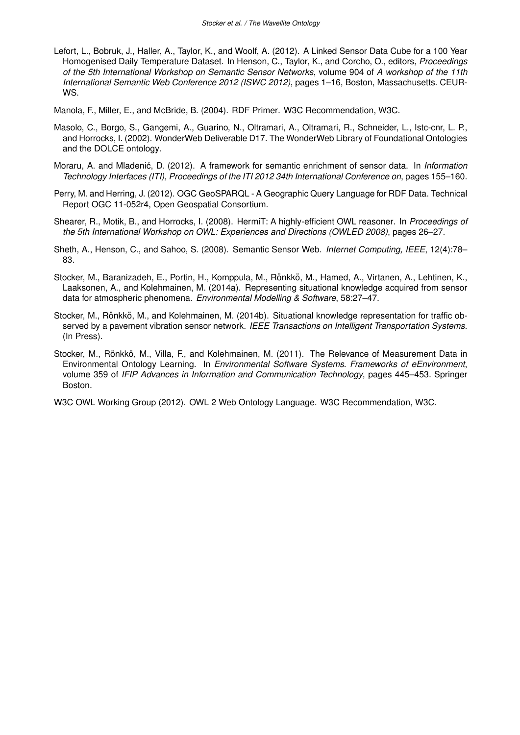Lefort, L., Bobruk, J., Haller, A., Taylor, K., and Woolf, A. (2012). A Linked Sensor Data Cube for a 100 Year Homogenised Daily Temperature Dataset. In Henson, C., Taylor, K., and Corcho, O., editors, *Proceedings of the 5th International Workshop on Semantic Sensor Networks*, volume 904 of *A workshop of the 11th International Semantic Web Conference 2012 (ISWC 2012)*, pages 1–16, Boston, Massachusetts. CEUR-WS.

Manola, F., Miller, E., and McBride, B. (2004). RDF Primer. W3C Recommendation, W3C.

Masolo, C., Borgo, S., Gangemi, A., Guarino, N., Oltramari, A., Oltramari, R., Schneider, L., Istc-cnr, L. P., and Horrocks, I. (2002). WonderWeb Deliverable D17. The WonderWeb Library of Foundational Ontologies and the DOLCE ontology.

Moraru, A. and Mladenić, D. (2012). A framework for semantic enrichment of sensor data. In *Information Technology Interfaces (ITI), Proceedings of the ITI 2012 34th International Conference on*, pages 155–160.

Perry, M. and Herring, J. (2012). OGC GeoSPARQL - A Geographic Query Language for RDF Data. Technical Report OGC 11-052r4, Open Geospatial Consortium.

Shearer, R., Motik, B., and Horrocks, I. (2008). HermiT: A highly-efficient OWL reasoner. In *Proceedings of the 5th International Workshop on OWL: Experiences and Directions (OWLED 2008)*, pages 26–27.

Sheth, A., Henson, C., and Sahoo, S. (2008). Semantic Sensor Web. *Internet Computing, IEEE*, 12(4):78–83.

Stocker, M., Baranizadeh, E., Portin, H., Komppula, M., Rönkkö, M., Hamed, A., Virtanen, A., Lehtinen, K., Laaksonen, A., and Kolehmainen, M. (2014a). Representing situational knowledge acquired from sensor data for atmospheric phenomena. *Environmental Modelling & Software*, 58:27–47.

Stocker, M., Rönkkö, M., and Kolehmainen, M. (2014b). Situational knowledge representation for traffic observed by a pavement vibration sensor network. *IEEE Transactions on Intelligent Transportation Systems*. (In Press).

Stocker, M., Rönkkö, M., Villa, F., and Kolehmainen, M. (2011). The Relevance of Measurement Data in Environmental Ontology Learning. In *Environmental Software Systems. Frameworks of eEnvironment*, volume 359 of *IFIP Advances in Information and Communication Technology*, pages 445–453. Springer Boston.

W3C OWL Working Group (2012). OWL 2 Web Ontology Language. W3C Recommendation, W3C.